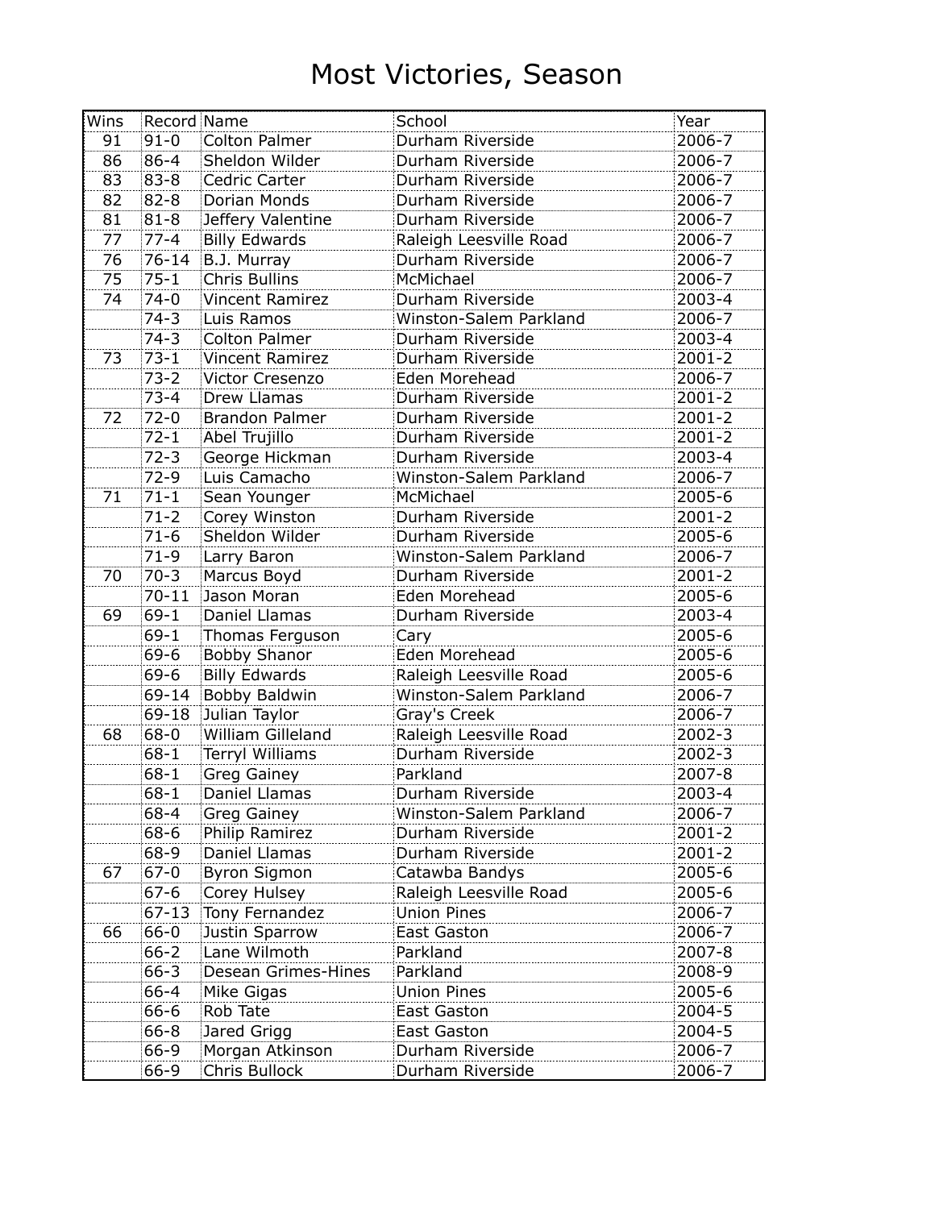# Most Victories, Season

| Wins | Record | Name | School | Year |
|---|---|---|---|---|
| 91 | 91-0 | Colton Palmer | Durham Riverside | 2006-7 |
| 86 | 86-4 | Sheldon Wilder | Durham Riverside | 2006-7 |
| 83 | 83-8 | Cedric Carter | Durham Riverside | 2006-7 |
| 82 | 82-8 | Dorian Monds | Durham Riverside | 2006-7 |
| 81 | 81-8 | Jeffery Valentine | Durham Riverside | 2006-7 |
| 77 | 77-4 | Billy Edwards | Raleigh Leesville Road | 2006-7 |
| 76 | 76-14 | B.J. Murray | Durham Riverside | 2006-7 |
| 75 | 75-1 | Chris Bullins | McMichael | 2006-7 |
| 74 | 74-0 | Vincent Ramirez | Durham Riverside | 2003-4 |
| | 74-3 | Luis Ramos | Winston-Salem Parkland | 2006-7 |
| | 74-3 | Colton Palmer | Durham Riverside | 2003-4 |
| 73 | 73-1 | Vincent Ramirez | Durham Riverside | 2001-2 |
| | 73-2 | Victor Cresenzo | Eden Morehead | 2006-7 |
| | 73-4 | Drew Llamas | Durham Riverside | 2001-2 |
| 72 | 72-0 | Brandon Palmer | Durham Riverside | 2001-2 |
| | 72-1 | Abel Trujillo | Durham Riverside | 2001-2 |
| | 72-3 | George Hickman | Durham Riverside | 2003-4 |
| | 72-9 | Luis Camacho | Winston-Salem Parkland | 2006-7 |
| 71 | 71-1 | Sean Younger | McMichael | 2005-6 |
| | 71-2 | Corey Winston | Durham Riverside | 2001-2 |
| | 71-6 | Sheldon Wilder | Durham Riverside | 2005-6 |
| | 71-9 | Larry Baron | Winston-Salem Parkland | 2006-7 |
| 70 | 70-3 | Marcus Boyd | Durham Riverside | 2001-2 |
| | 70-11 | Jason Moran | Eden Morehead | 2005-6 |
| 69 | 69-1 | Daniel Llamas | Durham Riverside | 2003-4 |
| | 69-1 | Thomas Ferguson | Cary | 2005-6 |
| | 69-6 | Bobby Shanor | Eden Morehead | 2005-6 |
| | 69-6 | Billy Edwards | Raleigh Leesville Road | 2005-6 |
| | 69-14 | Bobby Baldwin | Winston-Salem Parkland | 2006-7 |
| | 69-18 | Julian Taylor | Gray's Creek | 2006-7 |
| 68 | 68-0 | William Gilleland | Raleigh Leesville Road | 2002-3 |
| | 68-1 | Terryl Williams | Durham Riverside | 2002-3 |
| | 68-1 | Greg Gainey | Parkland | 2007-8 |
| | 68-1 | Daniel Llamas | Durham Riverside | 2003-4 |
| | 68-4 | Greg Gainey | Winston-Salem Parkland | 2006-7 |
| | 68-6 | Philip Ramirez | Durham Riverside | 2001-2 |
| | 68-9 | Daniel Llamas | Durham Riverside | 2001-2 |
| 67 | 67-0 | Byron Sigmon | Catawba Bandys | 2005-6 |
| | 67-6 | Corey Hulsey | Raleigh Leesville Road | 2005-6 |
| | 67-13 | Tony Fernandez | Union Pines | 2006-7 |
| 66 | 66-0 | Justin Sparrow | East Gaston | 2006-7 |
| | 66-2 | Lane Wilmoth | Parkland | 2007-8 |
| | 66-3 | Desean Grimes-Hines | Parkland | 2008-9 |
| | 66-4 | Mike Gigas | Union Pines | 2005-6 |
| | 66-6 | Rob Tate | East Gaston | 2004-5 |
| | 66-8 | Jared Grigg | East Gaston | 2004-5 |
| | 66-9 | Morgan Atkinson | Durham Riverside | 2006-7 |
| | 66-9 | Chris Bullock | Durham Riverside | 2006-7 |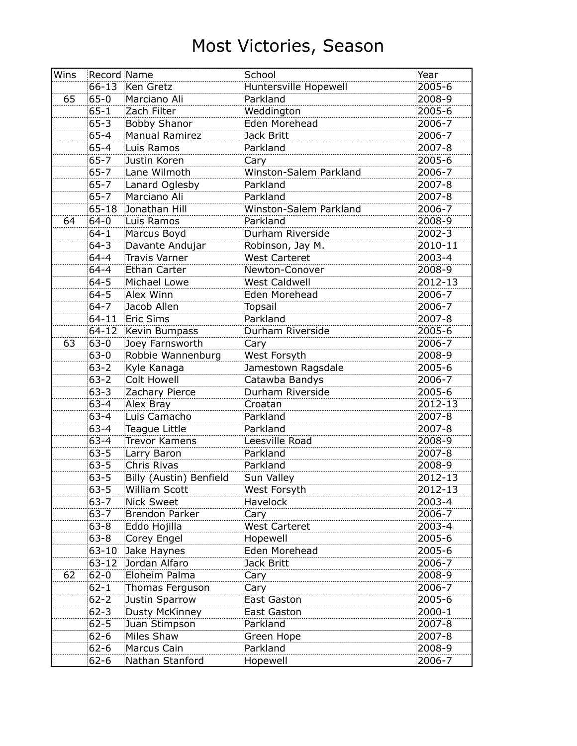# Most Victories, Season

| Wins | Record | Name | School | Year |
|---|---|---|---|---|
| | 66-13 | Ken Gretz | Huntersville Hopewell | 2005-6 |
| 65 | 65-0 | Marciano Ali | Parkland | 2008-9 |
| | 65-1 | Zach Filter | Weddington | 2005-6 |
| | 65-3 | Bobby Shanor | Eden Morehead | 2006-7 |
| | 65-4 | Manual Ramirez | Jack Britt | 2006-7 |
| | 65-4 | Luis Ramos | Parkland | 2007-8 |
| | 65-7 | Justin Koren | Cary | 2005-6 |
| | 65-7 | Lane Wilmoth | Winston-Salem Parkland | 2006-7 |
| | 65-7 | Lanard Oglesby | Parkland | 2007-8 |
| | 65-7 | Marciano Ali | Parkland | 2007-8 |
| | 65-18 | Jonathan Hill | Winston-Salem Parkland | 2006-7 |
| 64 | 64-0 | Luis Ramos | Parkland | 2008-9 |
| | 64-1 | Marcus Boyd | Durham Riverside | 2002-3 |
| | 64-3 | Davante Andujar | Robinson, Jay M. | 2010-11 |
| | 64-4 | Travis Varner | West Carteret | 2003-4 |
| | 64-4 | Ethan Carter | Newton-Conover | 2008-9 |
| | 64-5 | Michael Lowe | West Caldwell | 2012-13 |
| | 64-5 | Alex Winn | Eden Morehead | 2006-7 |
| | 64-7 | Jacob Allen | Topsail | 2006-7 |
| | 64-11 | Eric Sims | Parkland | 2007-8 |
| | 64-12 | Kevin Bumpass | Durham Riverside | 2005-6 |
| 63 | 63-0 | Joey Farnsworth | Cary | 2006-7 |
| | 63-0 | Robbie Wannenburg | West Forsyth | 2008-9 |
| | 63-2 | Kyle Kanaga | Jamestown Ragsdale | 2005-6 |
| | 63-2 | Colt Howell | Catawba Bandys | 2006-7 |
| | 63-3 | Zachary Pierce | Durham Riverside | 2005-6 |
| | 63-4 | Alex Bray | Croatan | 2012-13 |
| | 63-4 | Luis Camacho | Parkland | 2007-8 |
| | 63-4 | Teague Little | Parkland | 2007-8 |
| | 63-4 | Trevor Kamens | Leesville Road | 2008-9 |
| | 63-5 | Larry Baron | Parkland | 2007-8 |
| | 63-5 | Chris Rivas | Parkland | 2008-9 |
| | 63-5 | Billy (Austin) Benfield | Sun Valley | 2012-13 |
| | 63-5 | William Scott | West Forsyth | 2012-13 |
| | 63-7 | Nick Sweet | Havelock | 2003-4 |
| | 63-7 | Brendon Parker | Cary | 2006-7 |
| | 63-8 | Eddo Hojilla | West Carteret | 2003-4 |
| | 63-8 | Corey Engel | Hopewell | 2005-6 |
| | 63-10 | Jake Haynes | Eden Morehead | 2005-6 |
| | 63-12 | Jordan Alfaro | Jack Britt | 2006-7 |
| 62 | 62-0 | Eloheim Palma | Cary | 2008-9 |
| | 62-1 | Thomas Ferguson | Cary | 2006-7 |
| | 62-2 | Justin Sparrow | East Gaston | 2005-6 |
| | 62-3 | Dusty McKinney | East Gaston | 2000-1 |
| | 62-5 | Juan Stimpson | Parkland | 2007-8 |
| | 62-6 | Miles Shaw | Green Hope | 2007-8 |
| | 62-6 | Marcus Cain | Parkland | 2008-9 |
| | 62-6 | Nathan Stanford | Hopewell | 2006-7 |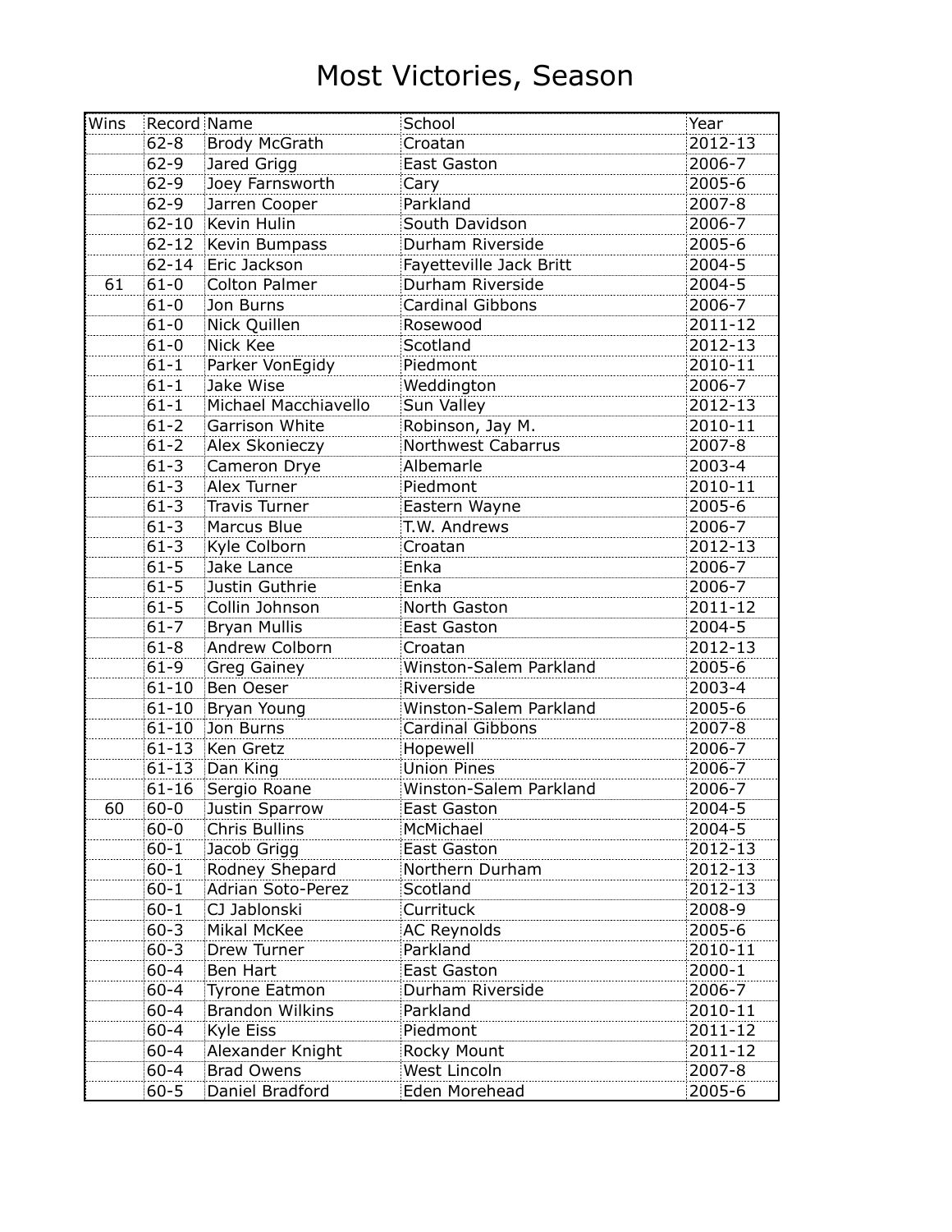# Most Victories, Season

| Wins | Record | Name | School | Year |
|---|---|---|---|---|
| | 62-8 | Brody McGrath | Croatan | 2012-13 |
| | 62-9 | Jared Grigg | East Gaston | 2006-7 |
| | 62-9 | Joey Farnsworth | Cary | 2005-6 |
| | 62-9 | Jarren Cooper | Parkland | 2007-8 |
| | 62-10 | Kevin Hulin | South Davidson | 2006-7 |
| | 62-12 | Kevin Bumpass | Durham Riverside | 2005-6 |
| | 62-14 | Eric Jackson | Fayetteville Jack Britt | 2004-5 |
| 61 | 61-0 | Colton Palmer | Durham Riverside | 2004-5 |
| | 61-0 | Jon Burns | Cardinal Gibbons | 2006-7 |
| | 61-0 | Nick Quillen | Rosewood | 2011-12 |
| | 61-0 | Nick Kee | Scotland | 2012-13 |
| | 61-1 | Parker VonEgidy | Piedmont | 2010-11 |
| | 61-1 | Jake Wise | Weddington | 2006-7 |
| | 61-1 | Michael Macchiavello | Sun Valley | 2012-13 |
| | 61-2 | Garrison White | Robinson, Jay M. | 2010-11 |
| | 61-2 | Alex Skonieczy | Northwest Cabarrus | 2007-8 |
| | 61-3 | Cameron Drye | Albemarle | 2003-4 |
| | 61-3 | Alex Turner | Piedmont | 2010-11 |
| | 61-3 | Travis Turner | Eastern Wayne | 2005-6 |
| | 61-3 | Marcus Blue | T.W. Andrews | 2006-7 |
| | 61-3 | Kyle Colborn | Croatan | 2012-13 |
| | 61-5 | Jake Lance | Enka | 2006-7 |
| | 61-5 | Justin Guthrie | Enka | 2006-7 |
| | 61-5 | Collin Johnson | North Gaston | 2011-12 |
| | 61-7 | Bryan Mullis | East Gaston | 2004-5 |
| | 61-8 | Andrew Colborn | Croatan | 2012-13 |
| | 61-9 | Greg Gainey | Winston-Salem Parkland | 2005-6 |
| | 61-10 | Ben Oeser | Riverside | 2003-4 |
| | 61-10 | Bryan Young | Winston-Salem Parkland | 2005-6 |
| | 61-10 | Jon Burns | Cardinal Gibbons | 2007-8 |
| | 61-13 | Ken Gretz | Hopewell | 2006-7 |
| | 61-13 | Dan King | Union Pines | 2006-7 |
| | 61-16 | Sergio Roane | Winston-Salem Parkland | 2006-7 |
| 60 | 60-0 | Justin Sparrow | East Gaston | 2004-5 |
| | 60-0 | Chris Bullins | McMichael | 2004-5 |
| | 60-1 | Jacob Grigg | East Gaston | 2012-13 |
| | 60-1 | Rodney Shepard | Northern Durham | 2012-13 |
| | 60-1 | Adrian Soto-Perez | Scotland | 2012-13 |
| | 60-1 | CJ Jablonski | Currituck | 2008-9 |
| | 60-3 | Mikal McKee | AC Reynolds | 2005-6 |
| | 60-3 | Drew Turner | Parkland | 2010-11 |
| | 60-4 | Ben Hart | East Gaston | 2000-1 |
| | 60-4 | Tyrone Eatmon | Durham Riverside | 2006-7 |
| | 60-4 | Brandon Wilkins | Parkland | 2010-11 |
| | 60-4 | Kyle Eiss | Piedmont | 2011-12 |
| | 60-4 | Alexander Knight | Rocky Mount | 2011-12 |
| | 60-4 | Brad Owens | West Lincoln | 2007-8 |
| | 60-5 | Daniel Bradford | Eden Morehead | 2005-6 |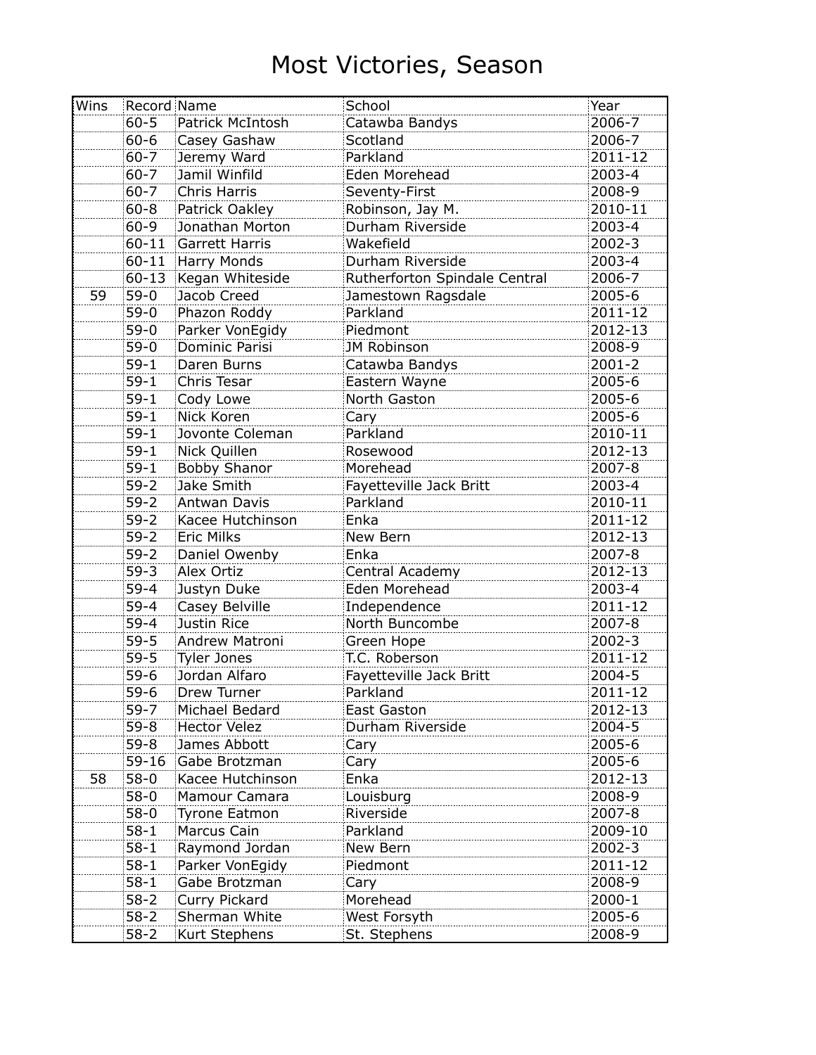# Most Victories, Season

| Wins | Record | Name | School | Year |
|---|---|---|---|---|
| | 60-5 | Patrick McIntosh | Catawba Bandys | 2006-7 |
| | 60-6 | Casey Gashaw | Scotland | 2006-7 |
| | 60-7 | Jeremy Ward | Parkland | 2011-12 |
| | 60-7 | Jamil Winfild | Eden Morehead | 2003-4 |
| | 60-7 | Chris Harris | Seventy-First | 2008-9 |
| | 60-8 | Patrick Oakley | Robinson, Jay M. | 2010-11 |
| | 60-9 | Jonathan Morton | Durham Riverside | 2003-4 |
| | 60-11 | Garrett Harris | Wakefield | 2002-3 |
| | 60-11 | Harry Monds | Durham Riverside | 2003-4 |
| | 60-13 | Kegan Whiteside | Rutherforton Spindale Central | 2006-7 |
| 59 | 59-0 | Jacob Creed | Jamestown Ragsdale | 2005-6 |
| | 59-0 | Phazon Roddy | Parkland | 2011-12 |
| | 59-0 | Parker VonEgidy | Piedmont | 2012-13 |
| | 59-0 | Dominic Parisi | JM Robinson | 2008-9 |
| | 59-1 | Daren Burns | Catawba Bandys | 2001-2 |
| | 59-1 | Chris Tesar | Eastern Wayne | 2005-6 |
| | 59-1 | Cody Lowe | North Gaston | 2005-6 |
| | 59-1 | Nick Koren | Cary | 2005-6 |
| | 59-1 | Jovonte Coleman | Parkland | 2010-11 |
| | 59-1 | Nick Quillen | Rosewood | 2012-13 |
| | 59-1 | Bobby Shanor | Morehead | 2007-8 |
| | 59-2 | Jake Smith | Fayetteville Jack Britt | 2003-4 |
| | 59-2 | Antwan Davis | Parkland | 2010-11 |
| | 59-2 | Kacee Hutchinson | Enka | 2011-12 |
| | 59-2 | Eric Milks | New Bern | 2012-13 |
| | 59-2 | Daniel Owenby | Enka | 2007-8 |
| | 59-3 | Alex Ortiz | Central Academy | 2012-13 |
| | 59-4 | Justyn Duke | Eden Morehead | 2003-4 |
| | 59-4 | Casey Belville | Independence | 2011-12 |
| | 59-4 | Justin Rice | North Buncombe | 2007-8 |
| | 59-5 | Andrew Matroni | Green Hope | 2002-3 |
| | 59-5 | Tyler Jones | T.C. Roberson | 2011-12 |
| | 59-6 | Jordan Alfaro | Fayetteville Jack Britt | 2004-5 |
| | 59-6 | Drew Turner | Parkland | 2011-12 |
| | 59-7 | Michael Bedard | East Gaston | 2012-13 |
| | 59-8 | Hector Velez | Durham Riverside | 2004-5 |
| | 59-8 | James Abbott | Cary | 2005-6 |
| | 59-16 | Gabe Brotzman | Cary | 2005-6 |
| 58 | 58-0 | Kacee Hutchinson | Enka | 2012-13 |
| | 58-0 | Mamour Camara | Louisburg | 2008-9 |
| | 58-0 | Tyrone Eatmon | Riverside | 2007-8 |
| | 58-1 | Marcus Cain | Parkland | 2009-10 |
| | 58-1 | Raymond Jordan | New Bern | 2002-3 |
| | 58-1 | Parker VonEgidy | Piedmont | 2011-12 |
| | 58-1 | Gabe Brotzman | Cary | 2008-9 |
| | 58-2 | Curry Pickard | Morehead | 2000-1 |
| | 58-2 | Sherman White | West Forsyth | 2005-6 |
| | 58-2 | Kurt Stephens | St. Stephens | 2008-9 |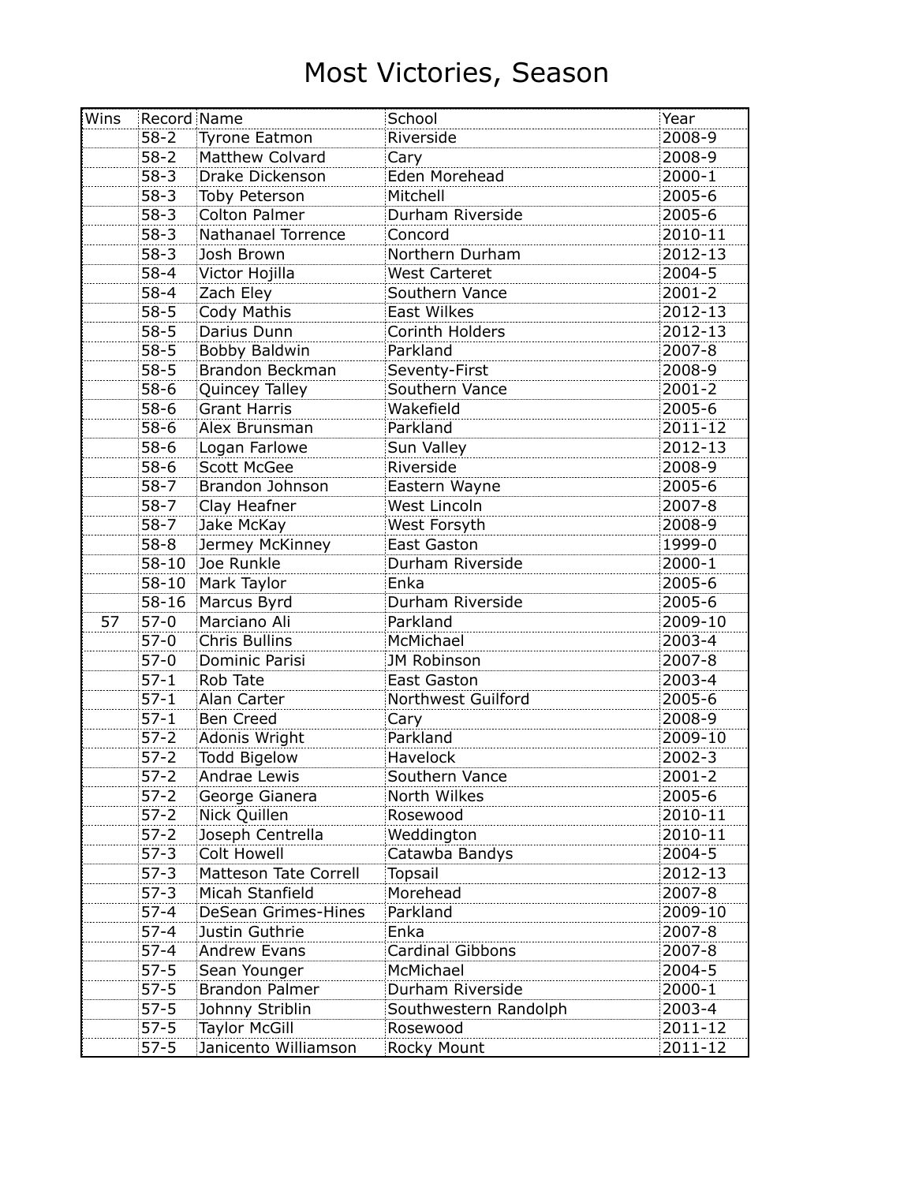# Most Victories, Season

| Wins | Record | Name | School | Year |
|---|---|---|---|---|
| | 58-2 | Tyrone Eatmon | Riverside | 2008-9 |
| | 58-2 | Matthew Colvard | Cary | 2008-9 |
| | 58-3 | Drake Dickenson | Eden Morehead | 2000-1 |
| | 58-3 | Toby Peterson | Mitchell | 2005-6 |
| | 58-3 | Colton Palmer | Durham Riverside | 2005-6 |
| | 58-3 | Nathanael Torrence | Concord | 2010-11 |
| | 58-3 | Josh Brown | Northern Durham | 2012-13 |
| | 58-4 | Victor Hojilla | West Carteret | 2004-5 |
| | 58-4 | Zach Eley | Southern Vance | 2001-2 |
| | 58-5 | Cody Mathis | East Wilkes | 2012-13 |
| | 58-5 | Darius Dunn | Corinth Holders | 2012-13 |
| | 58-5 | Bobby Baldwin | Parkland | 2007-8 |
| | 58-5 | Brandon Beckman | Seventy-First | 2008-9 |
| | 58-6 | Quincey Talley | Southern Vance | 2001-2 |
| | 58-6 | Grant Harris | Wakefield | 2005-6 |
| | 58-6 | Alex Brunsman | Parkland | 2011-12 |
| | 58-6 | Logan Farlowe | Sun Valley | 2012-13 |
| | 58-6 | Scott McGee | Riverside | 2008-9 |
| | 58-7 | Brandon Johnson | Eastern Wayne | 2005-6 |
| | 58-7 | Clay Heafner | West Lincoln | 2007-8 |
| | 58-7 | Jake McKay | West Forsyth | 2008-9 |
| | 58-8 | Jermey McKinney | East Gaston | 1999-0 |
| | 58-10 | Joe Runkle | Durham Riverside | 2000-1 |
| | 58-10 | Mark Taylor | Enka | 2005-6 |
| | 58-16 | Marcus Byrd | Durham Riverside | 2005-6 |
| 57 | 57-0 | Marciano Ali | Parkland | 2009-10 |
| | 57-0 | Chris Bullins | McMichael | 2003-4 |
| | 57-0 | Dominic Parisi | JM Robinson | 2007-8 |
| | 57-1 | Rob Tate | East Gaston | 2003-4 |
| | 57-1 | Alan Carter | Northwest Guilford | 2005-6 |
| | 57-1 | Ben Creed | Cary | 2008-9 |
| | 57-2 | Adonis Wright | Parkland | 2009-10 |
| | 57-2 | Todd Bigelow | Havelock | 2002-3 |
| | 57-2 | Andrae Lewis | Southern Vance | 2001-2 |
| | 57-2 | George Gianera | North Wilkes | 2005-6 |
| | 57-2 | Nick Quillen | Rosewood | 2010-11 |
| | 57-2 | Joseph Centrella | Weddington | 2010-11 |
| | 57-3 | Colt Howell | Catawba Bandys | 2004-5 |
| | 57-3 | Matteson Tate Correll | Topsail | 2012-13 |
| | 57-3 | Micah Stanfield | Morehead | 2007-8 |
| | 57-4 | DeSean Grimes-Hines | Parkland | 2009-10 |
| | 57-4 | Justin Guthrie | Enka | 2007-8 |
| | 57-4 | Andrew Evans | Cardinal Gibbons | 2007-8 |
| | 57-5 | Sean Younger | McMichael | 2004-5 |
| | 57-5 | Brandon Palmer | Durham Riverside | 2000-1 |
| | 57-5 | Johnny Striblin | Southwestern Randolph | 2003-4 |
| | 57-5 | Taylor McGill | Rosewood | 2011-12 |
| | 57-5 | Janicento Williamson | Rocky Mount | 2011-12 |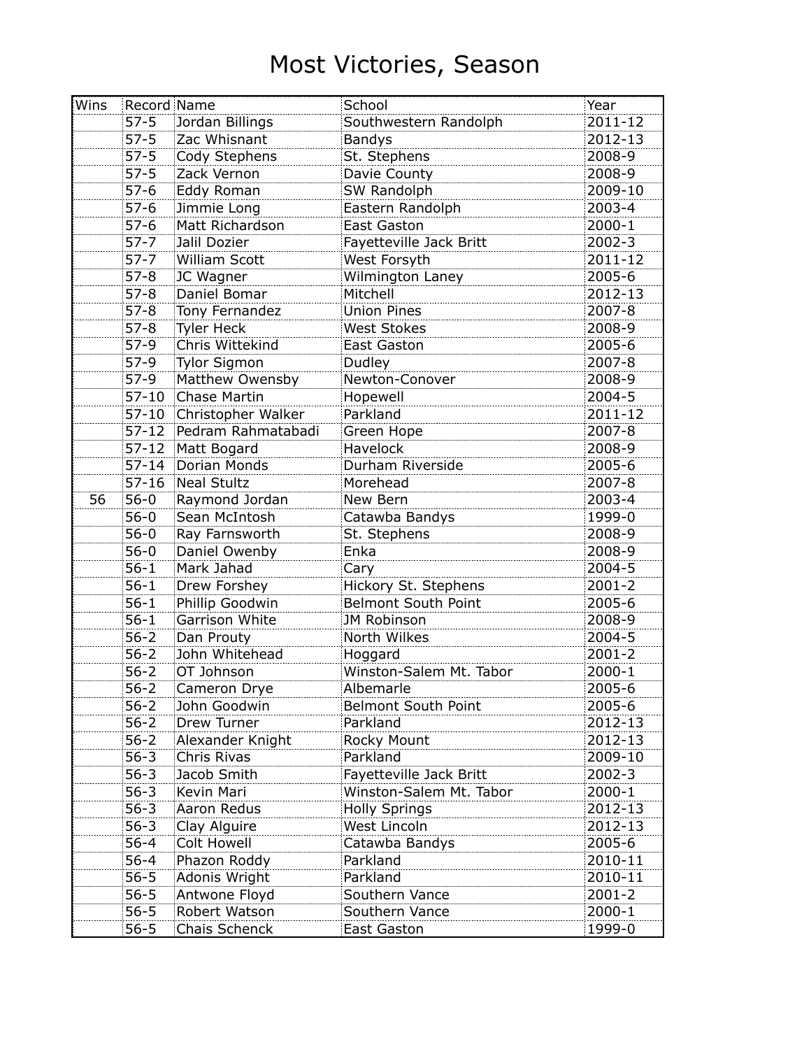# Most Victories, Season

| Wins | Record | Name | School | Year |
|---|---|---|---|---|
| | 57-5 | Jordan Billings | Southwestern Randolph | 2011-12 |
| | 57-5 | Zac Whisnant | Bandys | 2012-13 |
| | 57-5 | Cody Stephens | St. Stephens | 2008-9 |
| | 57-5 | Zack Vernon | Davie County | 2008-9 |
| | 57-6 | Eddy Roman | SW Randolph | 2009-10 |
| | 57-6 | Jimmie Long | Eastern Randolph | 2003-4 |
| | 57-6 | Matt Richardson | East Gaston | 2000-1 |
| | 57-7 | Jalil Dozier | Fayetteville Jack Britt | 2002-3 |
| | 57-7 | William Scott | West Forsyth | 2011-12 |
| | 57-8 | JC Wagner | Wilmington Laney | 2005-6 |
| | 57-8 | Daniel Bomar | Mitchell | 2012-13 |
| | 57-8 | Tony Fernandez | Union Pines | 2007-8 |
| | 57-8 | Tyler Heck | West Stokes | 2008-9 |
| | 57-9 | Chris Wittekind | East Gaston | 2005-6 |
| | 57-9 | Tylor Sigmon | Dudley | 2007-8 |
| | 57-9 | Matthew Owensby | Newton-Conover | 2008-9 |
| | 57-10 | Chase Martin | Hopewell | 2004-5 |
| | 57-10 | Christopher Walker | Parkland | 2011-12 |
| | 57-12 | Pedram Rahmatabadi | Green Hope | 2007-8 |
| | 57-12 | Matt Bogard | Havelock | 2008-9 |
| | 57-14 | Dorian Monds | Durham Riverside | 2005-6 |
| | 57-16 | Neal Stultz | Morehead | 2007-8 |
| 56 | 56-0 | Raymond Jordan | New Bern | 2003-4 |
| | 56-0 | Sean McIntosh | Catawba Bandys | 1999-0 |
| | 56-0 | Ray Farnsworth | St. Stephens | 2008-9 |
| | 56-0 | Daniel Owenby | Enka | 2008-9 |
| | 56-1 | Mark Jahad | Cary | 2004-5 |
| | 56-1 | Drew Forshey | Hickory St. Stephens | 2001-2 |
| | 56-1 | Phillip Goodwin | Belmont South Point | 2005-6 |
| | 56-1 | Garrison White | JM Robinson | 2008-9 |
| | 56-2 | Dan Prouty | North Wilkes | 2004-5 |
| | 56-2 | John Whitehead | Hoggard | 2001-2 |
| | 56-2 | OT Johnson | Winston-Salem Mt. Tabor | 2000-1 |
| | 56-2 | Cameron Drye | Albemarle | 2005-6 |
| | 56-2 | John Goodwin | Belmont South Point | 2005-6 |
| | 56-2 | Drew Turner | Parkland | 2012-13 |
| | 56-2 | Alexander Knight | Rocky Mount | 2012-13 |
| | 56-3 | Chris Rivas | Parkland | 2009-10 |
| | 56-3 | Jacob Smith | Fayetteville Jack Britt | 2002-3 |
| | 56-3 | Kevin Mari | Winston-Salem Mt. Tabor | 2000-1 |
| | 56-3 | Aaron Redus | Holly Springs | 2012-13 |
| | 56-3 | Clay Alguire | West Lincoln | 2012-13 |
| | 56-4 | Colt Howell | Catawba Bandys | 2005-6 |
| | 56-4 | Phazon Roddy | Parkland | 2010-11 |
| | 56-5 | Adonis Wright | Parkland | 2010-11 |
| | 56-5 | Antwone Floyd | Southern Vance | 2001-2 |
| | 56-5 | Robert Watson | Southern Vance | 2000-1 |
| | 56-5 | Chais Schenck | East Gaston | 1999-0 |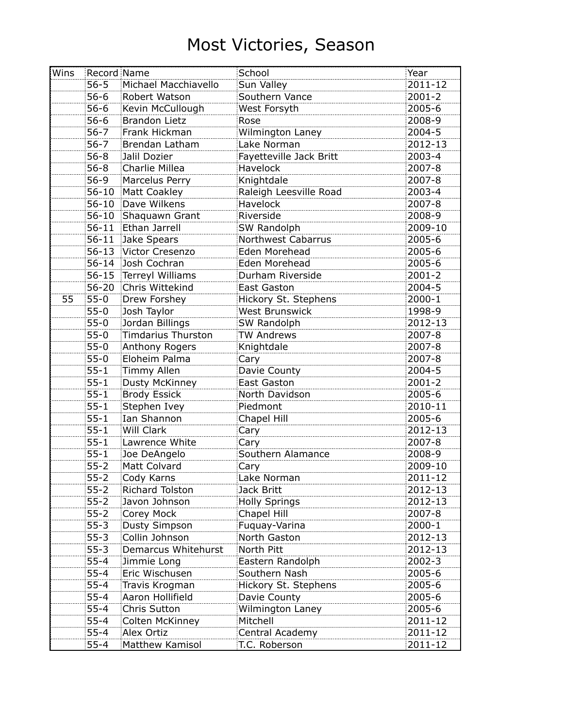# Most Victories, Season

| Wins | Record | Name | School | Year |
|---|---|---|---|---|
| | 56-5 | Michael Macchiavello | Sun Valley | 2011-12 |
| | 56-6 | Robert Watson | Southern Vance | 2001-2 |
| | 56-6 | Kevin McCullough | West Forsyth | 2005-6 |
| | 56-6 | Brandon Lietz | Rose | 2008-9 |
| | 56-7 | Frank Hickman | Wilmington Laney | 2004-5 |
| | 56-7 | Brendan Latham | Lake Norman | 2012-13 |
| | 56-8 | Jalil Dozier | Fayetteville Jack Britt | 2003-4 |
| | 56-8 | Charlie Millea | Havelock | 2007-8 |
| | 56-9 | Marcelus Perry | Knightdale | 2007-8 |
| | 56-10 | Matt Coakley | Raleigh Leesville Road | 2003-4 |
| | 56-10 | Dave Wilkens | Havelock | 2007-8 |
| | 56-10 | Shaquawn Grant | Riverside | 2008-9 |
| | 56-11 | Ethan Jarrell | SW Randolph | 2009-10 |
| | 56-11 | Jake Spears | Northwest Cabarrus | 2005-6 |
| | 56-13 | Victor Cresenzo | Eden Morehead | 2005-6 |
| | 56-14 | Josh Cochran | Eden Morehead | 2005-6 |
| | 56-15 | Terreyl Williams | Durham Riverside | 2001-2 |
| | 56-20 | Chris Wittekind | East Gaston | 2004-5 |
| 55 | 55-0 | Drew Forshey | Hickory St. Stephens | 2000-1 |
| | 55-0 | Josh Taylor | West Brunswick | 1998-9 |
| | 55-0 | Jordan Billings | SW Randolph | 2012-13 |
| | 55-0 | Timdarius Thurston | TW Andrews | 2007-8 |
| | 55-0 | Anthony Rogers | Knightdale | 2007-8 |
| | 55-0 | Eloheim Palma | Cary | 2007-8 |
| | 55-1 | Timmy Allen | Davie County | 2004-5 |
| | 55-1 | Dusty McKinney | East Gaston | 2001-2 |
| | 55-1 | Brody Essick | North Davidson | 2005-6 |
| | 55-1 | Stephen Ivey | Piedmont | 2010-11 |
| | 55-1 | Ian Shannon | Chapel Hill | 2005-6 |
| | 55-1 | Will Clark | Cary | 2012-13 |
| | 55-1 | Lawrence White | Cary | 2007-8 |
| | 55-1 | Joe DeAngelo | Southern Alamance | 2008-9 |
| | 55-2 | Matt Colvard | Cary | 2009-10 |
| | 55-2 | Cody Karns | Lake Norman | 2011-12 |
| | 55-2 | Richard Tolston | Jack Britt | 2012-13 |
| | 55-2 | Javon Johnson | Holly Springs | 2012-13 |
| | 55-2 | Corey Mock | Chapel Hill | 2007-8 |
| | 55-3 | Dusty Simpson | Fuquay-Varina | 2000-1 |
| | 55-3 | Collin Johnson | North Gaston | 2012-13 |
| | 55-3 | Demarcus Whitehurst | North Pitt | 2012-13 |
| | 55-4 | Jimmie Long | Eastern Randolph | 2002-3 |
| | 55-4 | Eric Wischusen | Southern Nash | 2005-6 |
| | 55-4 | Travis Krogman | Hickory St. Stephens | 2005-6 |
| | 55-4 | Aaron Hollifield | Davie County | 2005-6 |
| | 55-4 | Chris Sutton | Wilmington Laney | 2005-6 |
| | 55-4 | Colten McKinney | Mitchell | 2011-12 |
| | 55-4 | Alex Ortiz | Central Academy | 2011-12 |
| | 55-4 | Matthew Kamisol | T.C. Roberson | 2011-12 |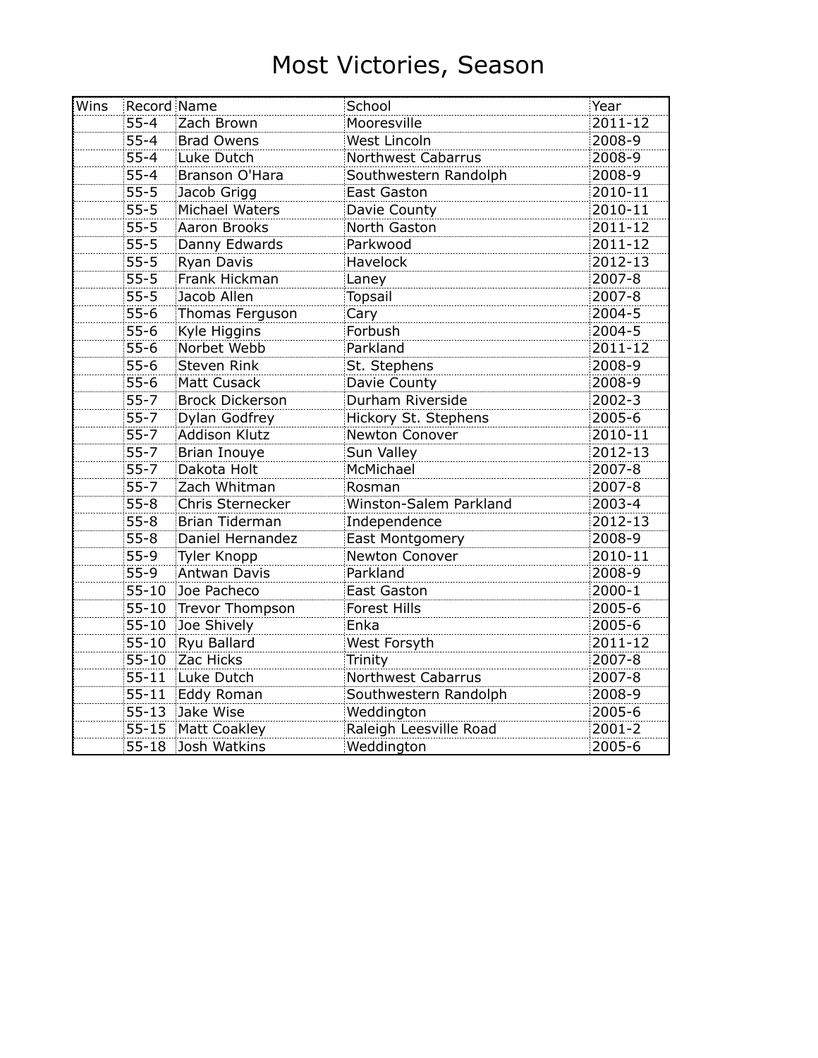# Most Victories, Season

| Wins | Record | Name | School | Year |
|---|---|---|---|---|
| | 55-4 | Zach Brown | Mooresville | 2011-12 |
| | 55-4 | Brad Owens | West Lincoln | 2008-9 |
| | 55-4 | Luke Dutch | Northwest Cabarrus | 2008-9 |
| | 55-4 | Branson O'Hara | Southwestern Randolph | 2008-9 |
| | 55-5 | Jacob Grigg | East Gaston | 2010-11 |
| | 55-5 | Michael Waters | Davie County | 2010-11 |
| | 55-5 | Aaron Brooks | North Gaston | 2011-12 |
| | 55-5 | Danny Edwards | Parkwood | 2011-12 |
| | 55-5 | Ryan Davis | Havelock | 2012-13 |
| | 55-5 | Frank Hickman | Laney | 2007-8 |
| | 55-5 | Jacob Allen | Topsail | 2007-8 |
| | 55-6 | Thomas Ferguson | Cary | 2004-5 |
| | 55-6 | Kyle Higgins | Forbush | 2004-5 |
| | 55-6 | Norbet Webb | Parkland | 2011-12 |
| | 55-6 | Steven Rink | St. Stephens | 2008-9 |
| | 55-6 | Matt Cusack | Davie County | 2008-9 |
| | 55-7 | Brock Dickerson | Durham Riverside | 2002-3 |
| | 55-7 | Dylan Godfrey | Hickory St. Stephens | 2005-6 |
| | 55-7 | Addison Klutz | Newton Conover | 2010-11 |
| | 55-7 | Brian Inouye | Sun Valley | 2012-13 |
| | 55-7 | Dakota Holt | McMichael | 2007-8 |
| | 55-7 | Zach Whitman | Rosman | 2007-8 |
| | 55-8 | Chris Sternecker | Winston-Salem Parkland | 2003-4 |
| | 55-8 | Brian Tiderman | Independence | 2012-13 |
| | 55-8 | Daniel Hernandez | East Montgomery | 2008-9 |
| | 55-9 | Tyler Knopp | Newton Conover | 2010-11 |
| | 55-9 | Antwan Davis | Parkland | 2008-9 |
| | 55-10 | Joe Pacheco | East Gaston | 2000-1 |
| | 55-10 | Trevor Thompson | Forest Hills | 2005-6 |
| | 55-10 | Joe Shively | Enka | 2005-6 |
| | 55-10 | Ryu Ballard | West Forsyth | 2011-12 |
| | 55-10 | Zac Hicks | Trinity | 2007-8 |
| | 55-11 | Luke Dutch | Northwest Cabarrus | 2007-8 |
| | 55-11 | Eddy Roman | Southwestern Randolph | 2008-9 |
| | 55-13 | Jake Wise | Weddington | 2005-6 |
| | 55-15 | Matt Coakley | Raleigh Leesville Road | 2001-2 |
| | 55-18 | Josh Watkins | Weddington | 2005-6 |